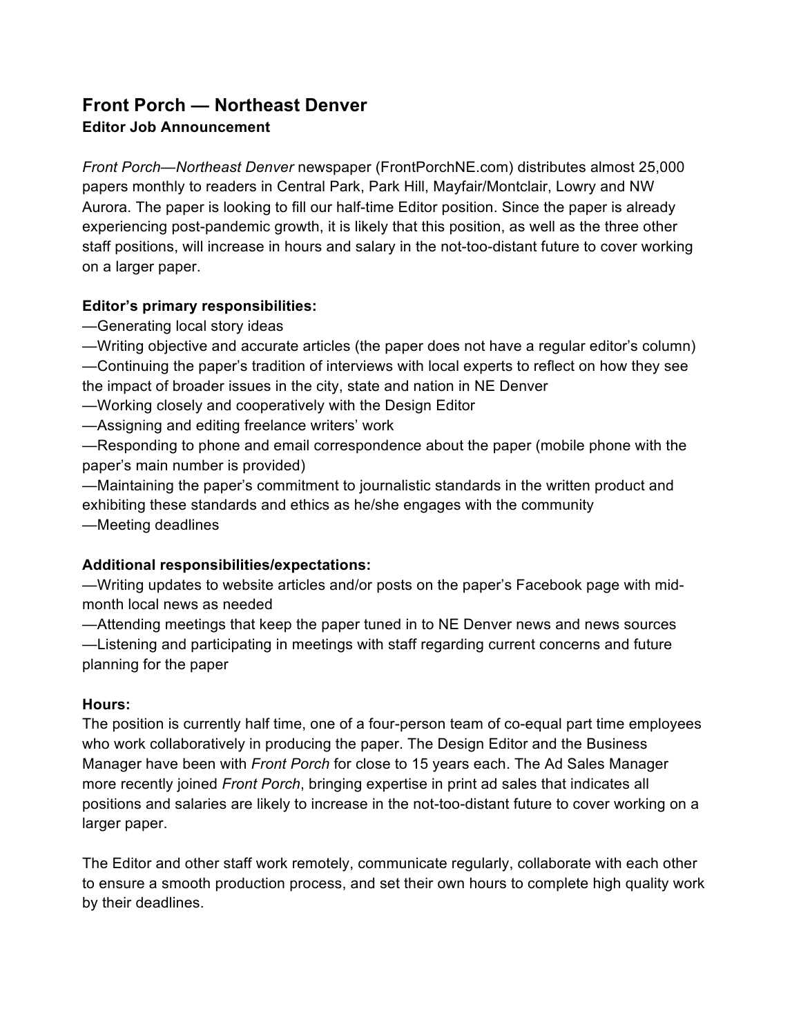# Front Porch — Northeast Denver

## Editor Job Announcement

*Front Porch—Northeast Denver* newspaper (FrontPorchNE.com) distributes almost 25,000 papers monthly to readers in Central Park, Park Hill, Mayfair/Montclair, Lowry and NW Aurora. The paper is looking to fill our half-time Editor position. Since the paper is already experiencing post-pandemic growth, it is likely that this position, as well as the three other staff positions, will increase in hours and salary in the not-too-distant future to cover working on a larger paper.

**Editor's primary responsibilities:**

—Generating local story ideas
—Writing objective and accurate articles (the paper does not have a regular editor's column)
—Continuing the paper's tradition of interviews with local experts to reflect on how they see the impact of broader issues in the city, state and nation in NE Denver
—Working closely and cooperatively with the Design Editor
—Assigning and editing freelance writers' work
—Responding to phone and email correspondence about the paper (mobile phone with the paper's main number is provided)
—Maintaining the paper's commitment to journalistic standards in the written product and exhibiting these standards and ethics as he/she engages with the community
—Meeting deadlines

**Additional responsibilities/expectations:**

—Writing updates to website articles and/or posts on the paper's Facebook page with mid-month local news as needed
—Attending meetings that keep the paper tuned in to NE Denver news and news sources
—Listening and participating in meetings with staff regarding current concerns and future planning for the paper

**Hours:**

The position is currently half time, one of a four-person team of co-equal part time employees who work collaboratively in producing the paper. The Design Editor and the Business Manager have been with *Front Porch* for close to 15 years each. The Ad Sales Manager more recently joined *Front Porch*, bringing expertise in print ad sales that indicates all positions and salaries are likely to increase in the not-too-distant future to cover working on a larger paper.

The Editor and other staff work remotely, communicate regularly, collaborate with each other to ensure a smooth production process, and set their own hours to complete high quality work by their deadlines.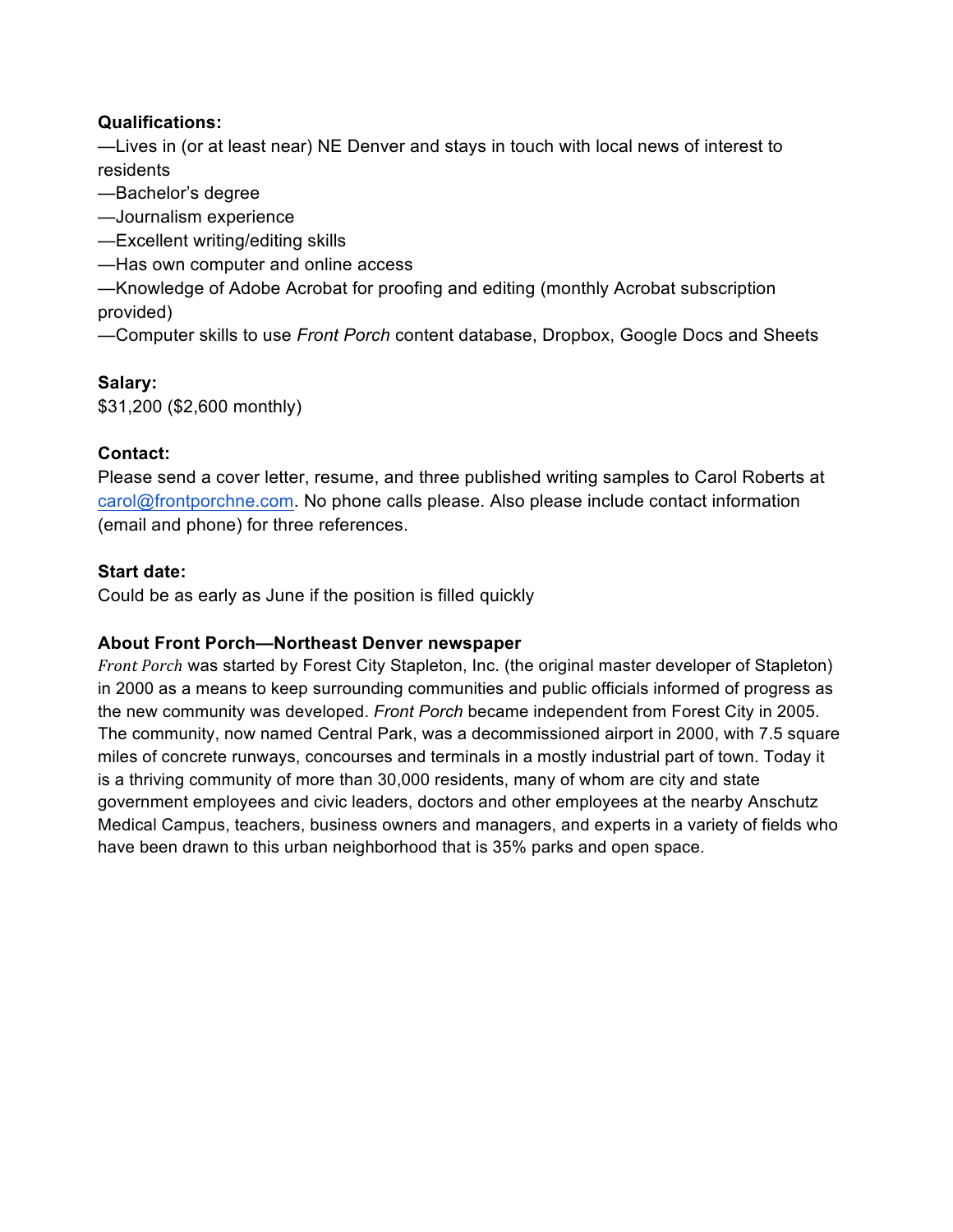**Qualifications:**

—Lives in (or at least near) NE Denver and stays in touch with local news of interest to residents
—Bachelor's degree
—Journalism experience
—Excellent writing/editing skills
—Has own computer and online access
—Knowledge of Adobe Acrobat for proofing and editing (monthly Acrobat subscription provided)
—Computer skills to use *Front Porch* content database, Dropbox, Google Docs and Sheets

**Salary:**

$31,200 ($2,600 monthly)

**Contact:**

Please send a cover letter, resume, and three published writing samples to Carol Roberts at carol@frontporchne.com. No phone calls please. Also please include contact information (email and phone) for three references.

**Start date:**

Could be as early as June if the position is filled quickly

**About Front Porch—Northeast Denver newspaper**

*Front Porch* was started by Forest City Stapleton, Inc. (the original master developer of Stapleton) in 2000 as a means to keep surrounding communities and public officials informed of progress as the new community was developed. *Front Porch* became independent from Forest City in 2005. The community, now named Central Park, was a decommissioned airport in 2000, with 7.5 square miles of concrete runways, concourses and terminals in a mostly industrial part of town. Today it is a thriving community of more than 30,000 residents, many of whom are city and state government employees and civic leaders, doctors and other employees at the nearby Anschutz Medical Campus, teachers, business owners and managers, and experts in a variety of fields who have been drawn to this urban neighborhood that is 35% parks and open space.